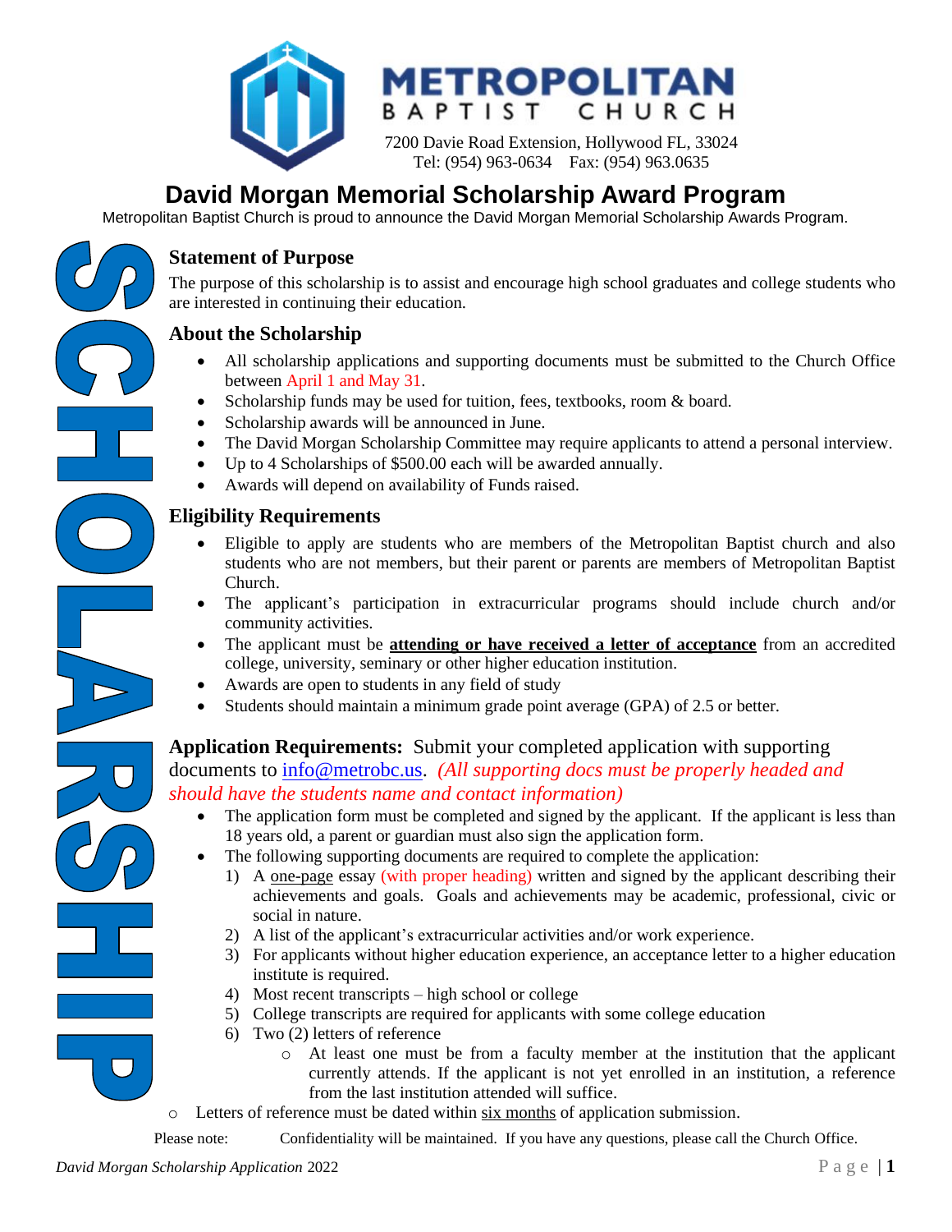# METROPOLITAN BAPTIST CHURCH

7200 Davie Road Extension, Hollywood FL, 33024
Tel: (954) 963-0634 Fax: (954) 963.0635

# David Morgan Memorial Scholarship Award Program

Metropolitan Baptist Church is proud to announce the David Morgan Memorial Scholarship Awards Program.

SCHOLARSHIP

## Statement of Purpose

The purpose of this scholarship is to assist and encourage high school graduates and college students who are interested in continuing their education.

## About the Scholarship

- All scholarship applications and supporting documents must be submitted to the Church Office between April 1 and May 31.
- Scholarship funds may be used for tuition, fees, textbooks, room & board.
- Scholarship awards will be announced in June.
- The David Morgan Scholarship Committee may require applicants to attend a personal interview.
- Up to 4 Scholarships of $500.00 each will be awarded annually.
- Awards will depend on availability of Funds raised.

## Eligibility Requirements

- Eligible to apply are students who are members of the Metropolitan Baptist church and also students who are not members, but their parent or parents are members of Metropolitan Baptist Church.
- The applicant's participation in extracurricular programs should include church and/or community activities.
- The applicant must be **attending or have received a letter of acceptance** from an accredited college, university, seminary or other higher education institution.
- Awards are open to students in any field of study
- Students should maintain a minimum grade point average (GPA) of 2.5 or better.

**Application Requirements:** Submit your completed application with supporting documents to info@metrobc.us. *(All supporting docs must be properly headed and should have the students name and contact information)*

- The application form must be completed and signed by the applicant. If the applicant is less than 18 years old, a parent or guardian must also sign the application form.
- The following supporting documents are required to complete the application:
  1) A one-page essay (with proper heading) written and signed by the applicant describing their achievements and goals. Goals and achievements may be academic, professional, civic or social in nature.
  2) A list of the applicant's extracurricular activities and/or work experience.
  3) For applicants without higher education experience, an acceptance letter to a higher education institute is required.
  4) Most recent transcripts – high school or college
  5) College transcripts are required for applicants with some college education
  6) Two (2) letters of reference
     - At least one must be from a faculty member at the institution that the applicant currently attends. If the applicant is not yet enrolled in an institution, a reference from the last institution attended will suffice.

- Letters of reference must be dated within six months of application submission.

Please note: Confidentiality will be maintained. If you have any questions, please call the Church Office.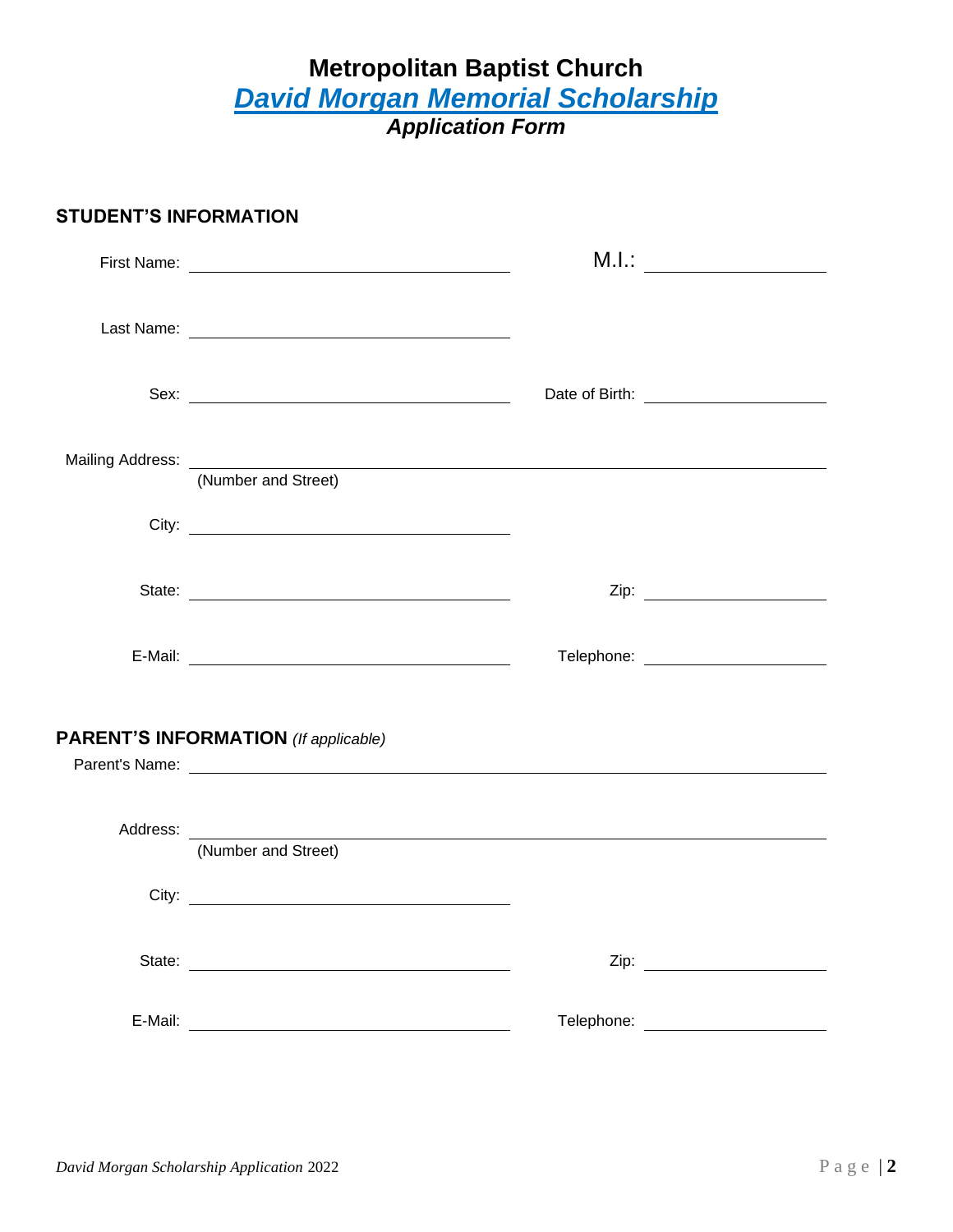# Metropolitan Baptist Church

## *David Morgan Memorial Scholarship*

### *Application Form*

**STUDENT'S INFORMATION**

First Name: ______________________ M.I.: ______________

Last Name: ______________________

Sex: ______________________ Date of Birth: ______________

Mailing Address: ______________________________________________
(Number and Street)

City: ______________________

State: ______________________ Zip: ______________

E-Mail: ______________________ Telephone: ______________

**PARENT'S INFORMATION** *(If applicable)*

Parent's Name: ______________________________________________

Address: ______________________________________________
(Number and Street)

City: ______________________

State: ______________________ Zip: ______________

E-Mail: ______________________ Telephone: ______________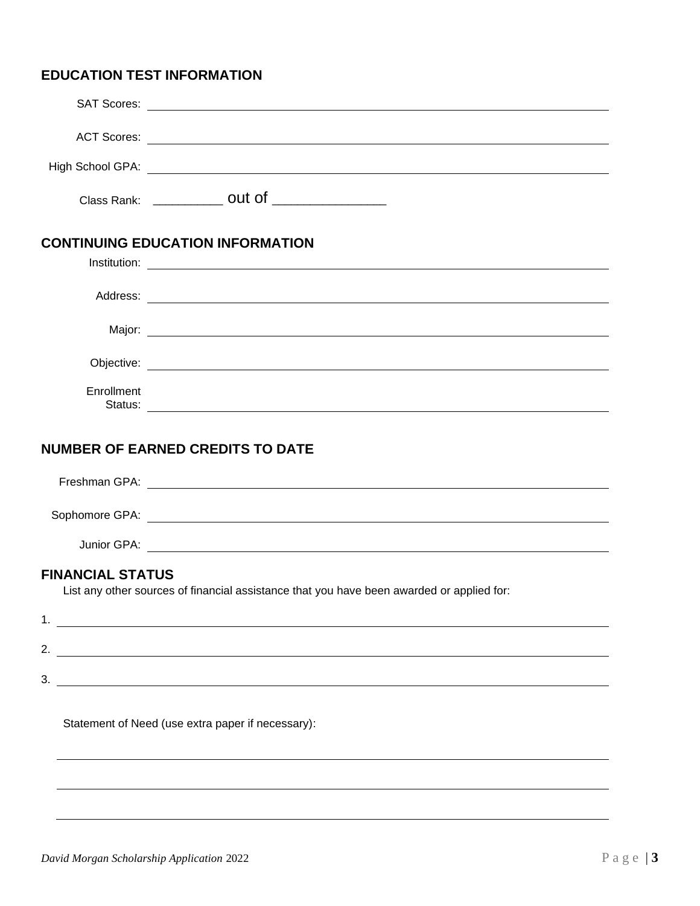## EDUCATION TEST INFORMATION

SAT Scores: ____________________

ACT Scores: ____________________

High School GPA: ____________________

Class Rank: __________ out of _______________

## CONTINUING EDUCATION INFORMATION

Institution: ____________________

Address: ____________________

Major: ____________________

Objective: ____________________

Enrollment Status: ____________________

## NUMBER OF EARNED CREDITS TO DATE

Freshman GPA: ____________________

Sophomore GPA: ____________________

Junior GPA: ____________________

## FINANCIAL STATUS

List any other sources of financial assistance that you have been awarded or applied for:

1. ____________________
2. ____________________
3. ____________________

Statement of Need (use extra paper if necessary):

____________________

____________________

____________________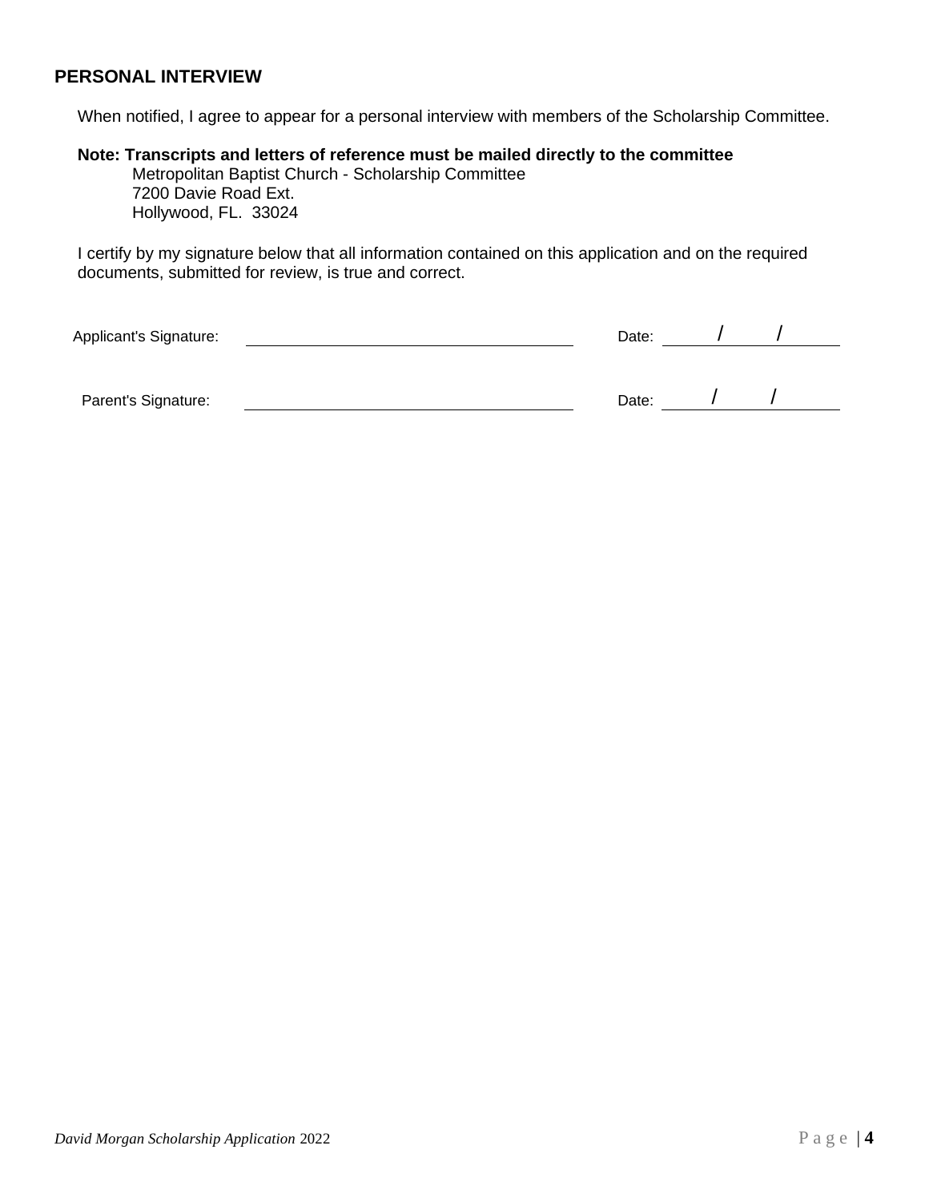## PERSONAL INTERVIEW

When notified, I agree to appear for a personal interview with members of the Scholarship Committee.

**Note: Transcripts and letters of reference must be mailed directly to the committee**
Metropolitan Baptist Church - Scholarship Committee
7200 Davie Road Ext.
Hollywood, FL. 33024

I certify by my signature below that all information contained on this application and on the required documents, submitted for review, is true and correct.

Applicant's Signature: ______________________________ Date: _____/_____/_____

Parent's Signature: ______________________________ Date: _____/_____/_____